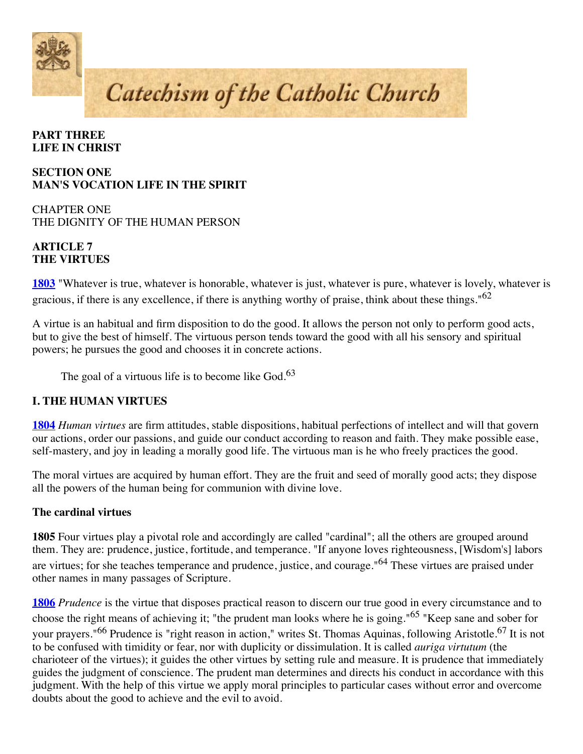# Catechism of the Catholic Church

**PART THREE**
**LIFE IN CHRIST**

**SECTION ONE**
**MAN'S VOCATION LIFE IN THE SPIRIT**

CHAPTER ONE
THE DIGNITY OF THE HUMAN PERSON

## ARTICLE 7
## THE VIRTUES

**1803** "Whatever is true, whatever is honorable, whatever is just, whatever is pure, whatever is lovely, whatever is gracious, if there is any excellence, if there is anything worthy of praise, think about these things."[62]

A virtue is an habitual and firm disposition to do the good. It allows the person not only to perform good acts, but to give the best of himself. The virtuous person tends toward the good with all his sensory and spiritual powers; he pursues the good and chooses it in concrete actions.

> The goal of a virtuous life is to become like God.[63]

### I. THE HUMAN VIRTUES

**1804** *Human virtues* are firm attitudes, stable dispositions, habitual perfections of intellect and will that govern our actions, order our passions, and guide our conduct according to reason and faith. They make possible ease, self-mastery, and joy in leading a morally good life. The virtuous man is he who freely practices the good.

The moral virtues are acquired by human effort. They are the fruit and seed of morally good acts; they dispose all the powers of the human being for communion with divine love.

#### The cardinal virtues

**1805** Four virtues play a pivotal role and accordingly are called "cardinal"; all the others are grouped around them. They are: prudence, justice, fortitude, and temperance. "If anyone loves righteousness, [Wisdom's] labors are virtues; for she teaches temperance and prudence, justice, and courage."[64] These virtues are praised under other names in many passages of Scripture.

**1806** *Prudence* is the virtue that disposes practical reason to discern our true good in every circumstance and to choose the right means of achieving it; "the prudent man looks where he is going."[65] "Keep sane and sober for your prayers."[66] Prudence is "right reason in action," writes St. Thomas Aquinas, following Aristotle.[67] It is not to be confused with timidity or fear, nor with duplicity or dissimulation. It is called *auriga virtutum* (the charioteer of the virtues); it guides the other virtues by setting rule and measure. It is prudence that immediately guides the judgment of conscience. The prudent man determines and directs his conduct in accordance with this judgment. With the help of this virtue we apply moral principles to particular cases without error and overcome doubts about the good to achieve and the evil to avoid.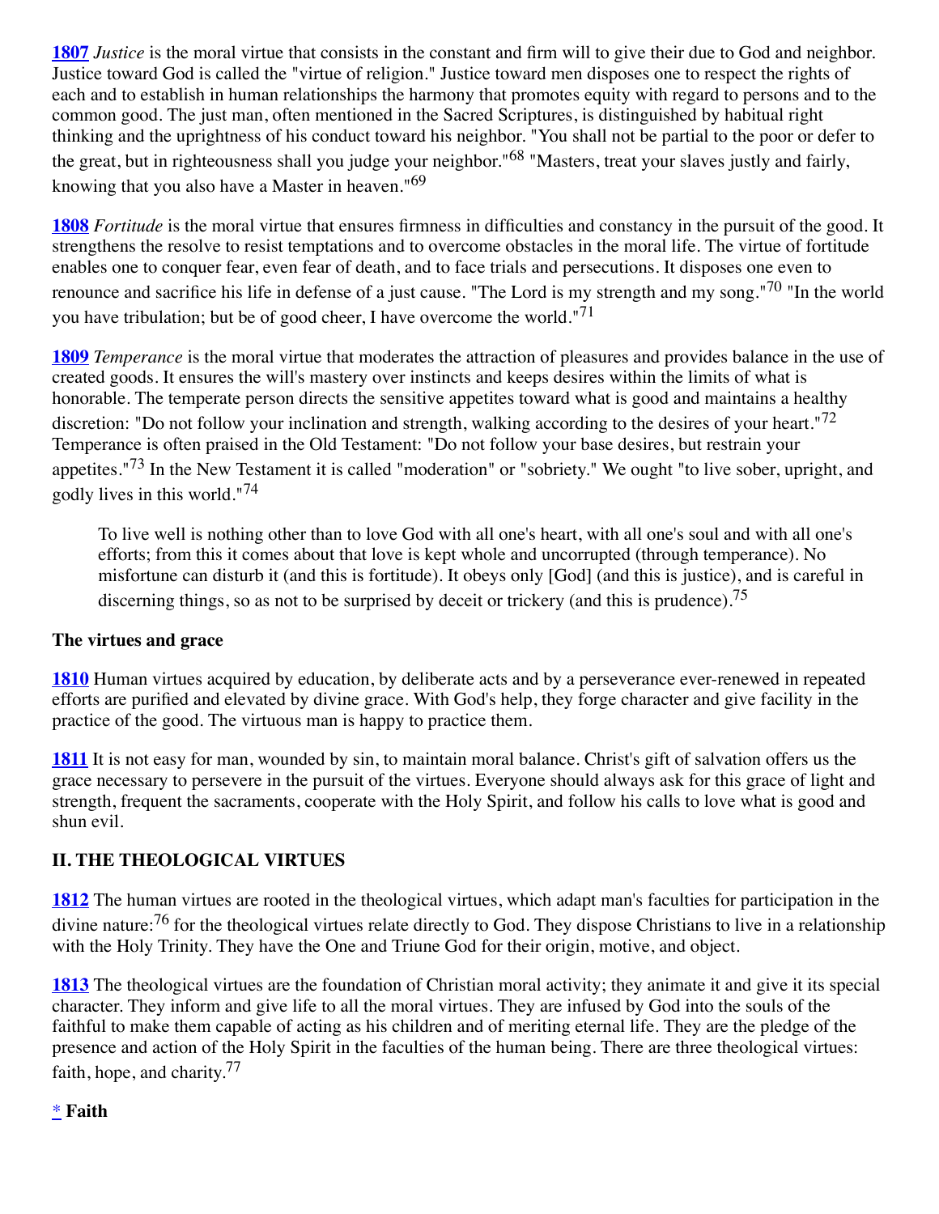**1807** *Justice* is the moral virtue that consists in the constant and firm will to give their due to God and neighbor. Justice toward God is called the "virtue of religion." Justice toward men disposes one to respect the rights of each and to establish in human relationships the harmony that promotes equity with regard to persons and to the common good. The just man, often mentioned in the Sacred Scriptures, is distinguished by habitual right thinking and the uprightness of his conduct toward his neighbor. "You shall not be partial to the poor or defer to the great, but in righteousness shall you judge your neighbor."[68] "Masters, treat your slaves justly and fairly, knowing that you also have a Master in heaven."[69]

**1808** *Fortitude* is the moral virtue that ensures firmness in difficulties and constancy in the pursuit of the good. It strengthens the resolve to resist temptations and to overcome obstacles in the moral life. The virtue of fortitude enables one to conquer fear, even fear of death, and to face trials and persecutions. It disposes one even to renounce and sacrifice his life in defense of a just cause. "The Lord is my strength and my song."[70] "In the world you have tribulation; but be of good cheer, I have overcome the world."[71]

**1809** *Temperance* is the moral virtue that moderates the attraction of pleasures and provides balance in the use of created goods. It ensures the will's mastery over instincts and keeps desires within the limits of what is honorable. The temperate person directs the sensitive appetites toward what is good and maintains a healthy discretion: "Do not follow your inclination and strength, walking according to the desires of your heart."[72] Temperance is often praised in the Old Testament: "Do not follow your base desires, but restrain your appetites."[73] In the New Testament it is called "moderation" or "sobriety." We ought "to live sober, upright, and godly lives in this world."[74]

> To live well is nothing other than to love God with all one's heart, with all one's soul and with all one's efforts; from this it comes about that love is kept whole and uncorrupted (through temperance). No misfortune can disturb it (and this is fortitude). It obeys only [God] (and this is justice), and is careful in discerning things, so as not to be surprised by deceit or trickery (and this is prudence).[75]

### The virtues and grace

**1810** Human virtues acquired by education, by deliberate acts and by a perseverance ever-renewed in repeated efforts are purified and elevated by divine grace. With God's help, they forge character and give facility in the practice of the good. The virtuous man is happy to practice them.

**1811** It is not easy for man, wounded by sin, to maintain moral balance. Christ's gift of salvation offers us the grace necessary to persevere in the pursuit of the virtues. Everyone should always ask for this grace of light and strength, frequent the sacraments, cooperate with the Holy Spirit, and follow his calls to love what is good and shun evil.

## II. THE THEOLOGICAL VIRTUES

**1812** The human virtues are rooted in the theological virtues, which adapt man's faculties for participation in the divine nature:[76] for the theological virtues relate directly to God. They dispose Christians to live in a relationship with the Holy Trinity. They have the One and Triune God for their origin, motive, and object.

**1813** The theological virtues are the foundation of Christian moral activity; they animate it and give it its special character. They inform and give life to all the moral virtues. They are infused by God into the souls of the faithful to make them capable of acting as his children and of meriting eternal life. They are the pledge of the presence and action of the Holy Spirit in the faculties of the human being. There are three theological virtues: faith, hope, and charity.[77]

### * Faith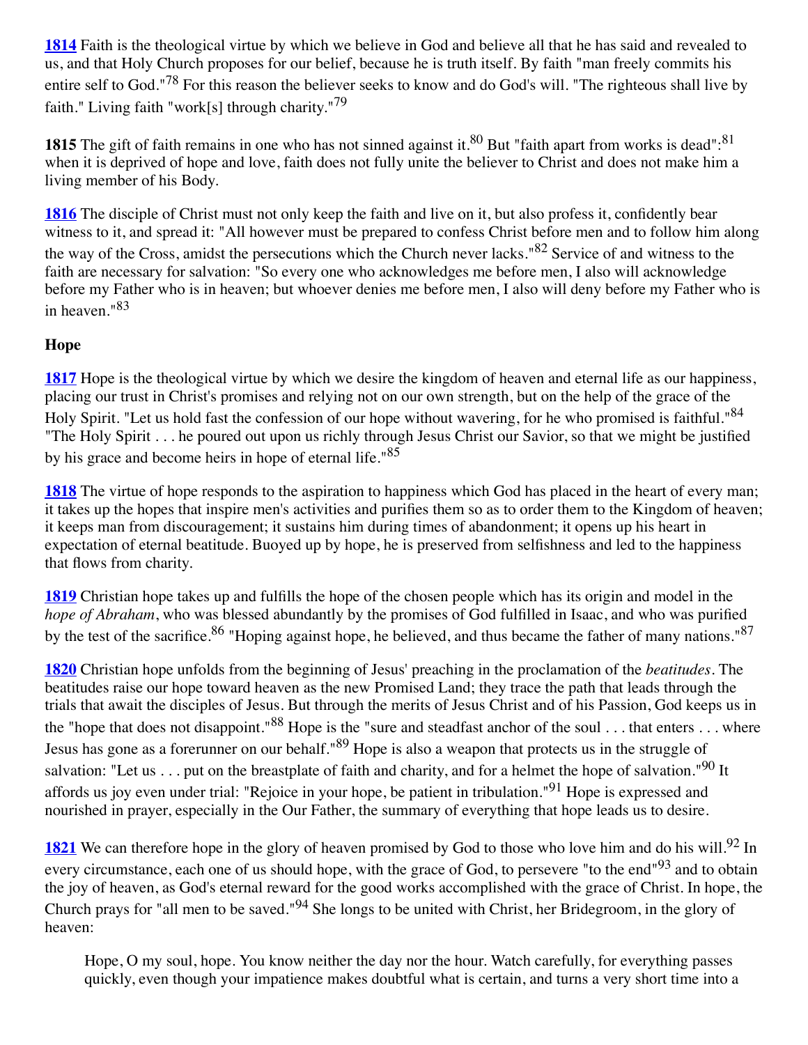**1814** Faith is the theological virtue by which we believe in God and believe all that he has said and revealed to us, and that Holy Church proposes for our belief, because he is truth itself. By faith "man freely commits his entire self to God."[78] For this reason the believer seeks to know and do God's will. "The righteous shall live by faith." Living faith "work[s] through charity."[79]

**1815** The gift of faith remains in one who has not sinned against it.[80] But "faith apart from works is dead":[81] when it is deprived of hope and love, faith does not fully unite the believer to Christ and does not make him a living member of his Body.

**1816** The disciple of Christ must not only keep the faith and live on it, but also profess it, confidently bear witness to it, and spread it: "All however must be prepared to confess Christ before men and to follow him along the way of the Cross, amidst the persecutions which the Church never lacks."[82] Service of and witness to the faith are necessary for salvation: "So every one who acknowledges me before men, I also will acknowledge before my Father who is in heaven; but whoever denies me before men, I also will deny before my Father who is in heaven."[83]

### Hope

**1817** Hope is the theological virtue by which we desire the kingdom of heaven and eternal life as our happiness, placing our trust in Christ's promises and relying not on our own strength, but on the help of the grace of the Holy Spirit. "Let us hold fast the confession of our hope without wavering, for he who promised is faithful."[84] "The Holy Spirit . . . he poured out upon us richly through Jesus Christ our Savior, so that we might be justified by his grace and become heirs in hope of eternal life."[85]

**1818** The virtue of hope responds to the aspiration to happiness which God has placed in the heart of every man; it takes up the hopes that inspire men's activities and purifies them so as to order them to the Kingdom of heaven; it keeps man from discouragement; it sustains him during times of abandonment; it opens up his heart in expectation of eternal beatitude. Buoyed up by hope, he is preserved from selfishness and led to the happiness that flows from charity.

**1819** Christian hope takes up and fulfills the hope of the chosen people which has its origin and model in the *hope of Abraham*, who was blessed abundantly by the promises of God fulfilled in Isaac, and who was purified by the test of the sacrifice.[86] "Hoping against hope, he believed, and thus became the father of many nations."[87]

**1820** Christian hope unfolds from the beginning of Jesus' preaching in the proclamation of the *beatitudes*. The beatitudes raise our hope toward heaven as the new Promised Land; they trace the path that leads through the trials that await the disciples of Jesus. But through the merits of Jesus Christ and of his Passion, God keeps us in the "hope that does not disappoint."[88] Hope is the "sure and steadfast anchor of the soul . . . that enters . . . where Jesus has gone as a forerunner on our behalf."[89] Hope is also a weapon that protects us in the struggle of salvation: "Let us . . . put on the breastplate of faith and charity, and for a helmet the hope of salvation."[90] It affords us joy even under trial: "Rejoice in your hope, be patient in tribulation."[91] Hope is expressed and nourished in prayer, especially in the Our Father, the summary of everything that hope leads us to desire.

**1821** We can therefore hope in the glory of heaven promised by God to those who love him and do his will.[92] In every circumstance, each one of us should hope, with the grace of God, to persevere "to the end"[93] and to obtain the joy of heaven, as God's eternal reward for the good works accomplished with the grace of Christ. In hope, the Church prays for "all men to be saved."[94] She longs to be united with Christ, her Bridegroom, in the glory of heaven:

> Hope, O my soul, hope. You know neither the day nor the hour. Watch carefully, for everything passes quickly, even though your impatience makes doubtful what is certain, and turns a very short time into a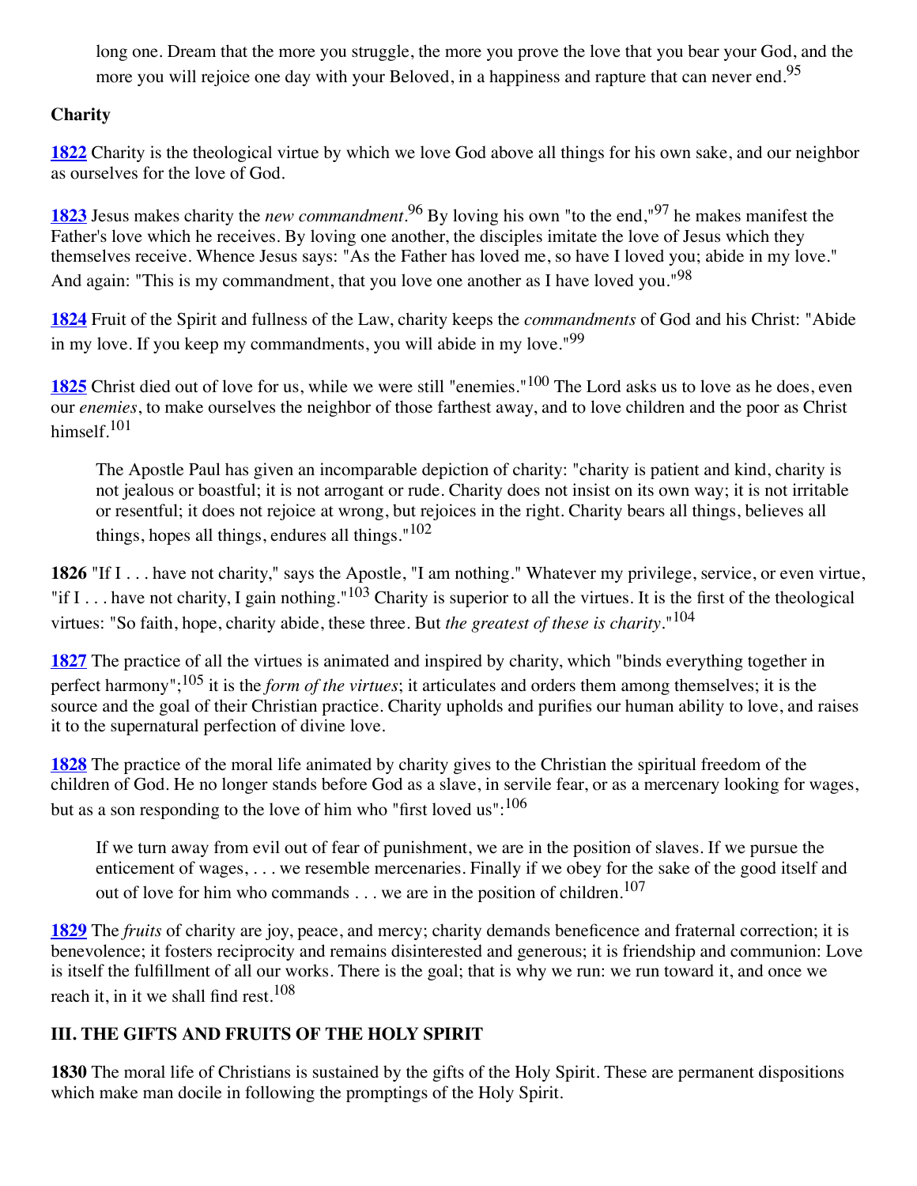long one. Dream that the more you struggle, the more you prove the love that you bear your God, and the more you will rejoice one day with your Beloved, in a happiness and rapture that can never end.[95]

**Charity**

**1822** Charity is the theological virtue by which we love God above all things for his own sake, and our neighbor as ourselves for the love of God.

**1823** Jesus makes charity the *new commandment*.[96] By loving his own "to the end,"[97] he makes manifest the Father's love which he receives. By loving one another, the disciples imitate the love of Jesus which they themselves receive. Whence Jesus says: "As the Father has loved me, so have I loved you; abide in my love." And again: "This is my commandment, that you love one another as I have loved you."[98]

**1824** Fruit of the Spirit and fullness of the Law, charity keeps the *commandments* of God and his Christ: "Abide in my love. If you keep my commandments, you will abide in my love."[99]

**1825** Christ died out of love for us, while we were still "enemies."[100] The Lord asks us to love as he does, even our *enemies*, to make ourselves the neighbor of those farthest away, and to love children and the poor as Christ himself.[101]

> The Apostle Paul has given an incomparable depiction of charity: "charity is patient and kind, charity is not jealous or boastful; it is not arrogant or rude. Charity does not insist on its own way; it is not irritable or resentful; it does not rejoice at wrong, but rejoices in the right. Charity bears all things, believes all things, hopes all things, endures all things."[102]

**1826** "If I . . . have not charity," says the Apostle, "I am nothing." Whatever my privilege, service, or even virtue, "if I . . . have not charity, I gain nothing."[103] Charity is superior to all the virtues. It is the first of the theological virtues: "So faith, hope, charity abide, these three. But *the greatest of these is charity*."[104]

**1827** The practice of all the virtues is animated and inspired by charity, which "binds everything together in perfect harmony";[105] it is the *form of the virtues*; it articulates and orders them among themselves; it is the source and the goal of their Christian practice. Charity upholds and purifies our human ability to love, and raises it to the supernatural perfection of divine love.

**1828** The practice of the moral life animated by charity gives to the Christian the spiritual freedom of the children of God. He no longer stands before God as a slave, in servile fear, or as a mercenary looking for wages, but as a son responding to the love of him who "first loved us":[106]

> If we turn away from evil out of fear of punishment, we are in the position of slaves. If we pursue the enticement of wages, . . . we resemble mercenaries. Finally if we obey for the sake of the good itself and out of love for him who commands . . . we are in the position of children.[107]

**1829** The *fruits* of charity are joy, peace, and mercy; charity demands beneficence and fraternal correction; it is benevolence; it fosters reciprocity and remains disinterested and generous; it is friendship and communion: Love is itself the fulfillment of all our works. There is the goal; that is why we run: we run toward it, and once we reach it, in it we shall find rest.[108]

## III. THE GIFTS AND FRUITS OF THE HOLY SPIRIT

**1830** The moral life of Christians is sustained by the gifts of the Holy Spirit. These are permanent dispositions which make man docile in following the promptings of the Holy Spirit.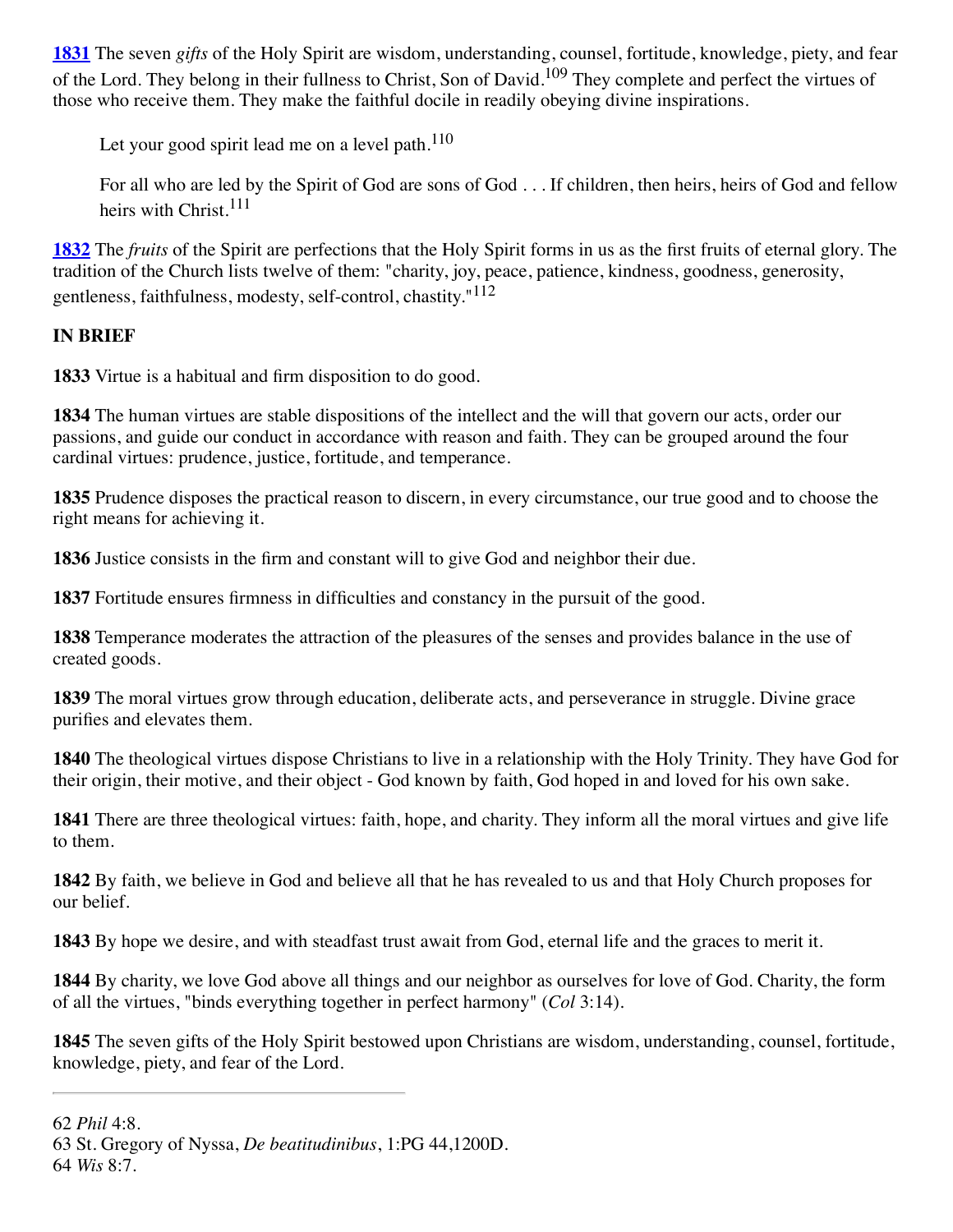**[1831](#)** The seven *gifts* of the Holy Spirit are wisdom, understanding, counsel, fortitude, knowledge, piety, and fear of the Lord. They belong in their fullness to Christ, Son of David.[109] They complete and perfect the virtues of those who receive them. They make the faithful docile in readily obeying divine inspirations.

> Let your good spirit lead me on a level path.[110]
>
> For all who are led by the Spirit of God are sons of God . . . If children, then heirs, heirs of God and fellow heirs with Christ.[111]

**[1832](#)** The *fruits* of the Spirit are perfections that the Holy Spirit forms in us as the first fruits of eternal glory. The tradition of the Church lists twelve of them: "charity, joy, peace, patience, kindness, goodness, generosity, gentleness, faithfulness, modesty, self-control, chastity."[112]

**IN BRIEF**

**1833** Virtue is a habitual and firm disposition to do good.

**1834** The human virtues are stable dispositions of the intellect and the will that govern our acts, order our passions, and guide our conduct in accordance with reason and faith. They can be grouped around the four cardinal virtues: prudence, justice, fortitude, and temperance.

**1835** Prudence disposes the practical reason to discern, in every circumstance, our true good and to choose the right means for achieving it.

**1836** Justice consists in the firm and constant will to give God and neighbor their due.

**1837** Fortitude ensures firmness in difficulties and constancy in the pursuit of the good.

**1838** Temperance moderates the attraction of the pleasures of the senses and provides balance in the use of created goods.

**1839** The moral virtues grow through education, deliberate acts, and perseverance in struggle. Divine grace purifies and elevates them.

**1840** The theological virtues dispose Christians to live in a relationship with the Holy Trinity. They have God for their origin, their motive, and their object - God known by faith, God hoped in and loved for his own sake.

**1841** There are three theological virtues: faith, hope, and charity. They inform all the moral virtues and give life to them.

**1842** By faith, we believe in God and believe all that he has revealed to us and that Holy Church proposes for our belief.

**1843** By hope we desire, and with steadfast trust await from God, eternal life and the graces to merit it.

**1844** By charity, we love God above all things and our neighbor as ourselves for love of God. Charity, the form of all the virtues, "binds everything together in perfect harmony" (*Col* 3:14).

**1845** The seven gifts of the Holy Spirit bestowed upon Christians are wisdom, understanding, counsel, fortitude, knowledge, piety, and fear of the Lord.

---

62 *Phil* 4:8.
63 St. Gregory of Nyssa, *De beatitudinibus*, 1:PG 44,1200D.
64 *Wis* 8:7.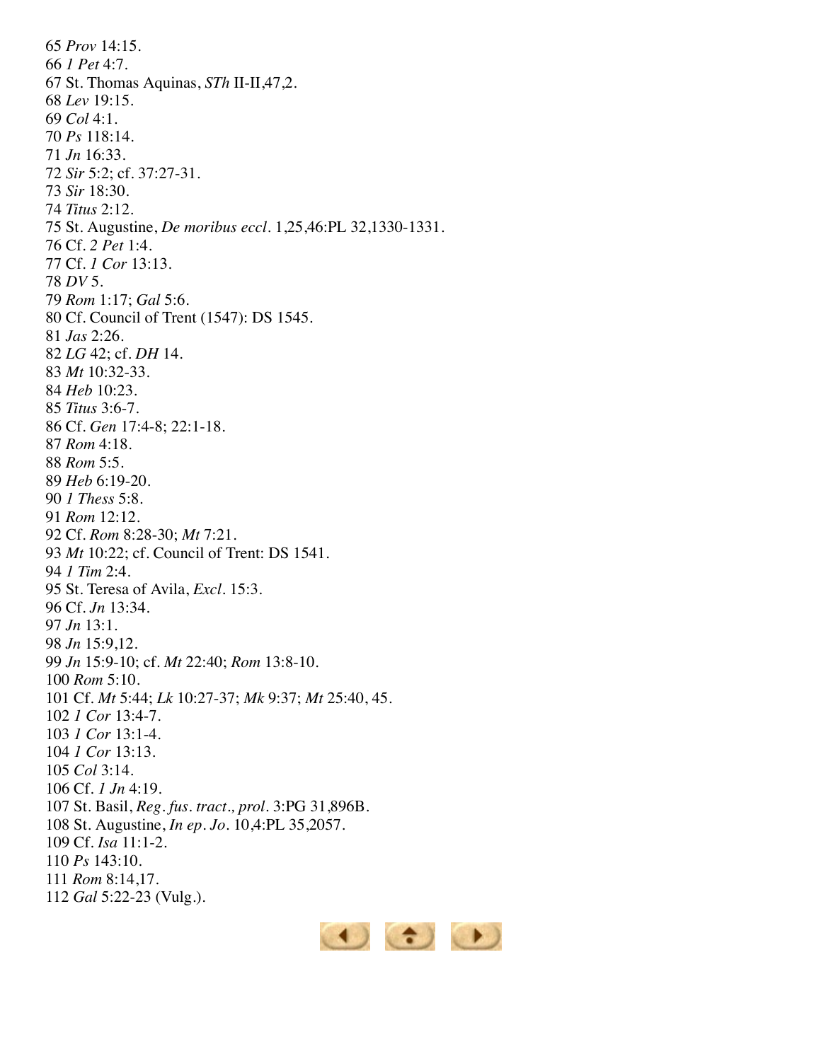65 *Prov* 14:15.
66 *1 Pet* 4:7.
67 St. Thomas Aquinas, *STh* II-II,47,2.
68 *Lev* 19:15.
69 *Col* 4:1.
70 *Ps* 118:14.
71 *Jn* 16:33.
72 *Sir* 5:2; cf. 37:27-31.
73 *Sir* 18:30.
74 *Titus* 2:12.
75 St. Augustine, *De moribus eccl*. 1,25,46:PL 32,1330-1331.
76 Cf. *2 Pet* 1:4.
77 Cf. *1 Cor* 13:13.
78 *DV* 5.
79 *Rom* 1:17; *Gal* 5:6.
80 Cf. Council of Trent (1547): DS 1545.
81 *Jas* 2:26.
82 *LG* 42; cf. *DH* 14.
83 *Mt* 10:32-33.
84 *Heb* 10:23.
85 *Titus* 3:6-7.
86 Cf. *Gen* 17:4-8; 22:1-18.
87 *Rom* 4:18.
88 *Rom* 5:5.
89 *Heb* 6:19-20.
90 *1 Thess* 5:8.
91 *Rom* 12:12.
92 Cf. *Rom* 8:28-30; *Mt* 7:21.
93 *Mt* 10:22; cf. Council of Trent: DS 1541.
94 *1 Tim* 2:4.
95 St. Teresa of Avila, *Excl*. 15:3.
96 Cf. *Jn* 13:34.
97 *Jn* 13:1.
98 *Jn* 15:9,12.
99 *Jn* 15:9-10; cf. *Mt* 22:40; *Rom* 13:8-10.
100 *Rom* 5:10.
101 Cf. *Mt* 5:44; *Lk* 10:27-37; *Mk* 9:37; *Mt* 25:40, 45.
102 *1 Cor* 13:4-7.
103 *1 Cor* 13:1-4.
104 *1 Cor* 13:13.
105 *Col* 3:14.
106 Cf. *1 Jn* 4:19.
107 St. Basil, *Reg. fus. tract., prol*. 3:PG 31,896B.
108 St. Augustine, *In ep. Jo*. 10,4:PL 35,2057.
109 Cf. *Isa* 11:1-2.
110 *Ps* 143:10.
111 *Rom* 8:14,17.
112 *Gal* 5:22-23 (Vulg.).